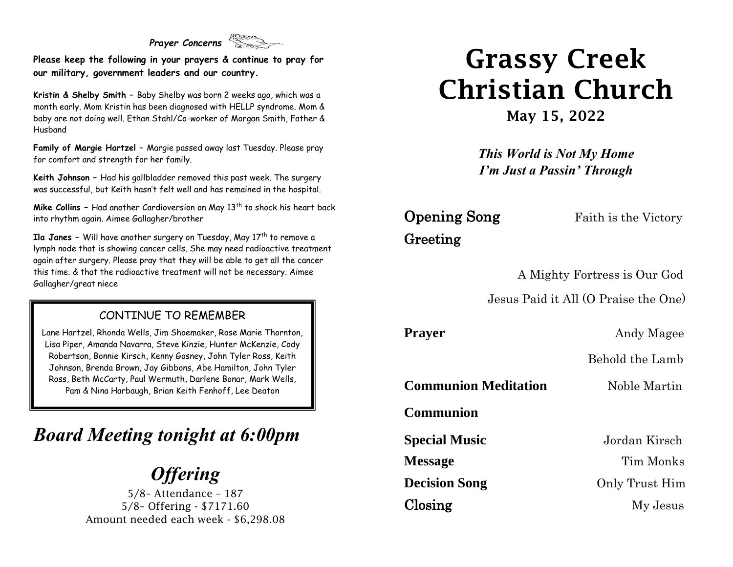*Prayer Concerns*

**Please keep the following in your prayers & continue to pray for our military, government leaders and our country.**

**Kristin & Shelby Smith –** Baby Shelby was born 2 weeks ago, which was a month early. Mom Kristin has been diagnosed with HELLP syndrome. Mom & baby are not doing well. Ethan Stahl/Co-worker of Morgan Smith, Father & Husband

**Family of Margie Hartzel –** Margie passed away last Tuesday. Please pray for comfort and strength for her family.

**Keith Johnson –** Had his gallbladder removed this past week. The surgery was successful, but Keith hasn't felt well and has remained in the hospital.

**Mike Collins –** Had another Cardioversion on May 13th to shock his heart back into rhythm again. Aimee Gallagher/brother

**Ila Janes –** Will have another surgery on Tuesday, May 17th to remove a lymph node that is showing cancer cells. She may need radioactive treatment again after surgery. Please pray that they will be able to get all the cancer this time. & that the radioactive treatment will not be necessary. Aimee Gallagher/great niece

CONTINUE TO REMEMBER

Lane Hartzel, Rhonda Wells, Jim Shoemaker, Rose Marie Thornton, Lisa Piper, Amanda Navarra, Steve Kinzie, Hunter McKenzie, Cody Robertson, Bonnie Kirsch, Kenny Gosney, John Tyler Ross, Keith Johnson, Brenda Brown, Jay Gibbons, Abe Hamilton, John Tyler Ross, Beth McCarty, Paul Wermuth, Darlene Bonar, Mark Wells, Pam & Nina Harbaugh, Brian Keith Fenhoff, Lee Deaton

## *Board Meeting tonight at 6:00pm*

## *Offering*

5/8– Attendance – 187
5/8– Offering - $7171.60
Amount needed each week - $6,298.08

# Grassy Creek Christian Church

**May 15, 2022**

***This World is Not My Home***
***I'm Just a Passin' Through***

**Opening Song** — Faith is the Victory

**Greeting**

A Mighty Fortress is Our God

Jesus Paid it All (O Praise the One)

**Prayer** — Andy Magee

Behold the Lamb

**Communion Meditation** — Noble Martin

**Communion**

**Special Music** — Jordan Kirsch

**Message** — Tim Monks

**Decision Song** — Only Trust Him

**Closing** — My Jesus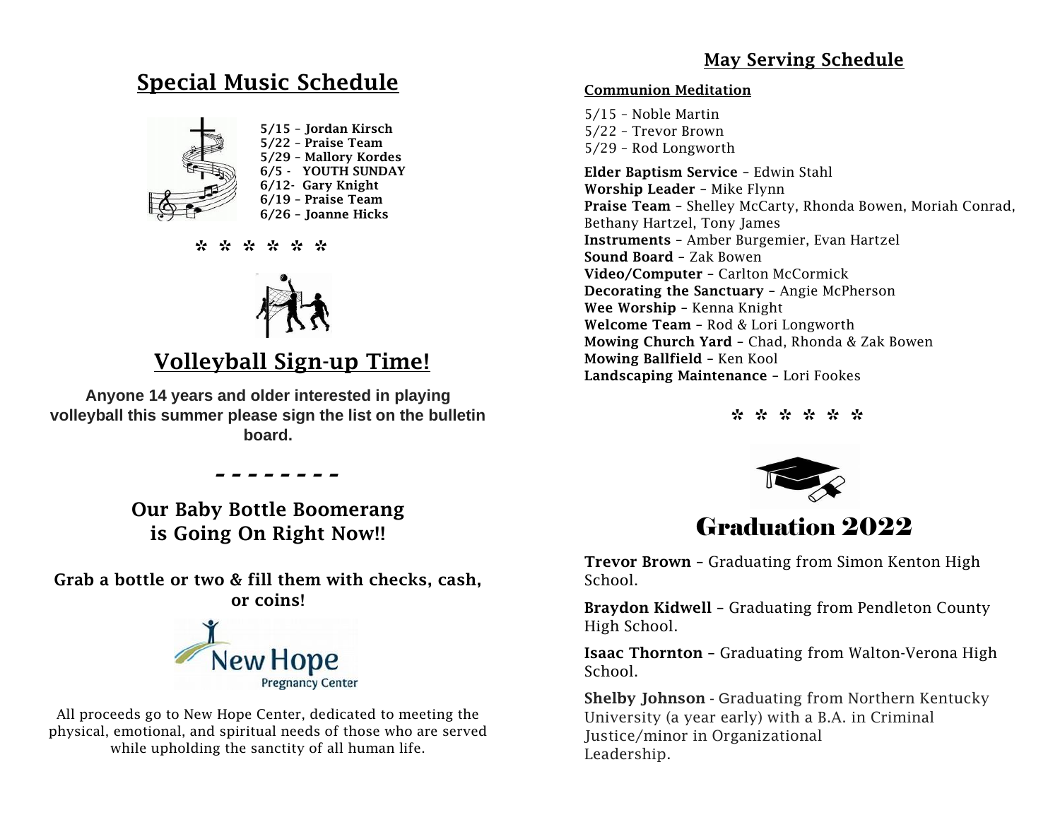## Special Music Schedule

**5/15 – Jordan Kirsch**
**5/22 – Praise Team**
**5/29 – Mallory Kordes**
**6/5 - YOUTH SUNDAY**
**6/12- Gary Knight**
**6/19 – Praise Team**
**6/26 – Joanne Hicks**

* * * * * *

## Volleyball Sign-up Time!

**Anyone 14 years and older interested in playing volleyball this summer please sign the list on the bulletin board.**

- - - - - - - -

**Our Baby Bottle Boomerang is Going On Right Now!!**

**Grab a bottle or two & fill them with checks, cash, or coins!**

New Hope Pregnancy Center

All proceeds go to New Hope Center, dedicated to meeting the physical, emotional, and spiritual needs of those who are served while upholding the sanctity of all human life.

## May Serving Schedule

**Communion Meditation**

5/15 – Noble Martin
5/22 – Trevor Brown
5/29 – Rod Longworth

**Elder Baptism Service** – Edwin Stahl
**Worship Leader** – Mike Flynn
**Praise Team** – Shelley McCarty, Rhonda Bowen, Moriah Conrad, Bethany Hartzel, Tony James
**Instruments** – Amber Burgemier, Evan Hartzel
**Sound Board** – Zak Bowen
**Video/Computer** – Carlton McCormick
**Decorating the Sanctuary** – Angie McPherson
**Wee Worship** – Kenna Knight
**Welcome Team** – Rod & Lori Longworth
**Mowing Church Yard** – Chad, Rhonda & Zak Bowen
**Mowing Ballfield** – Ken Kool
**Landscaping Maintenance** – Lori Fookes

* * * * * *

## Graduation 2022

**Trevor Brown** – Graduating from Simon Kenton High School.

**Braydon Kidwell** – Graduating from Pendleton County High School.

**Isaac Thornton** – Graduating from Walton-Verona High School.

**Shelby Johnson** - Graduating from Northern Kentucky University (a year early) with a B.A. in Criminal Justice/minor in Organizational Leadership.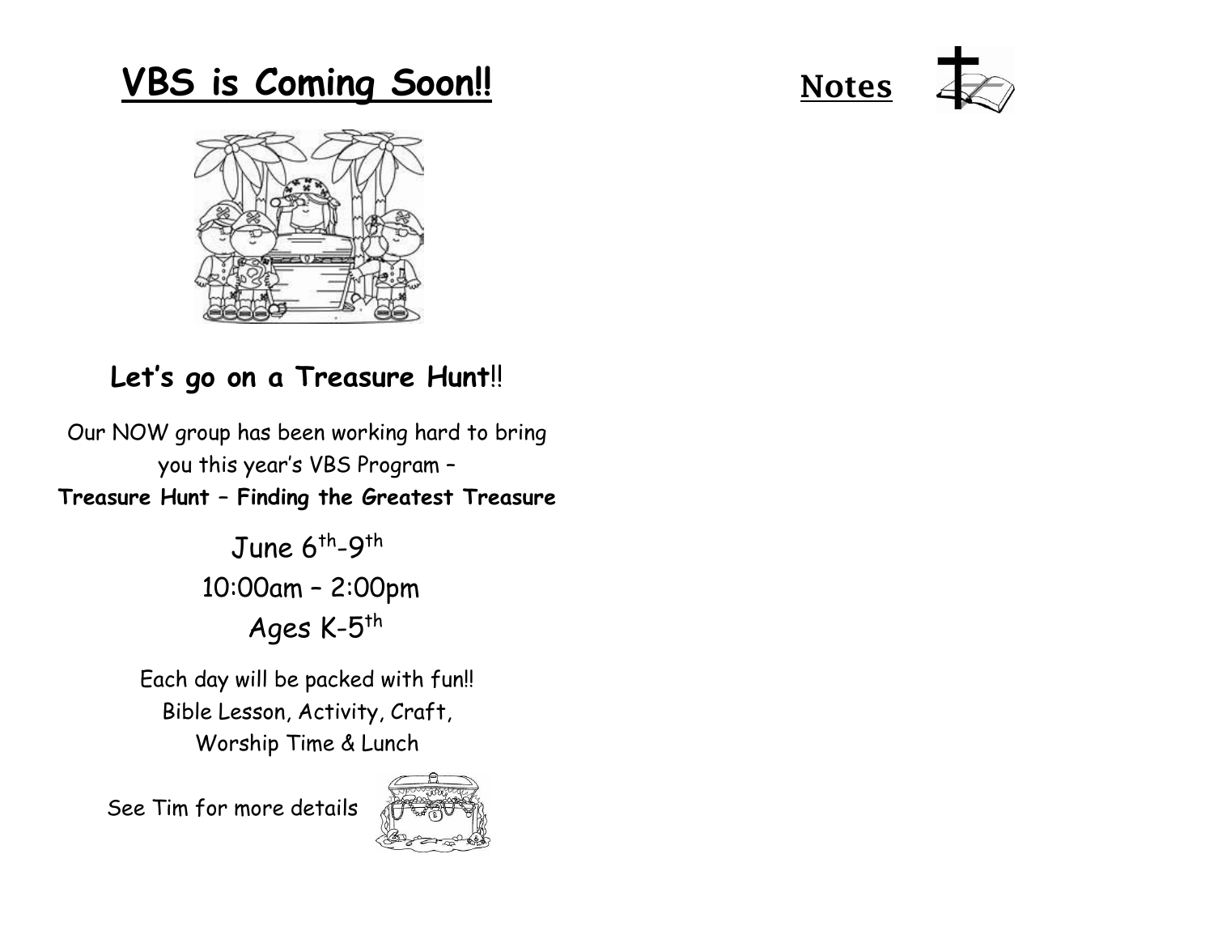# VBS is Coming Soon!!

**Let's go on a Treasure Hunt**!!

Our NOW group has been working hard to bring you this year's VBS Program –
**Treasure Hunt – Finding the Greatest Treasure**

June 6th-9th
10:00am – 2:00pm
Ages K-5th

Each day will be packed with fun!!
Bible Lesson, Activity, Craft,
Worship Time & Lunch

See Tim for more details

## Notes